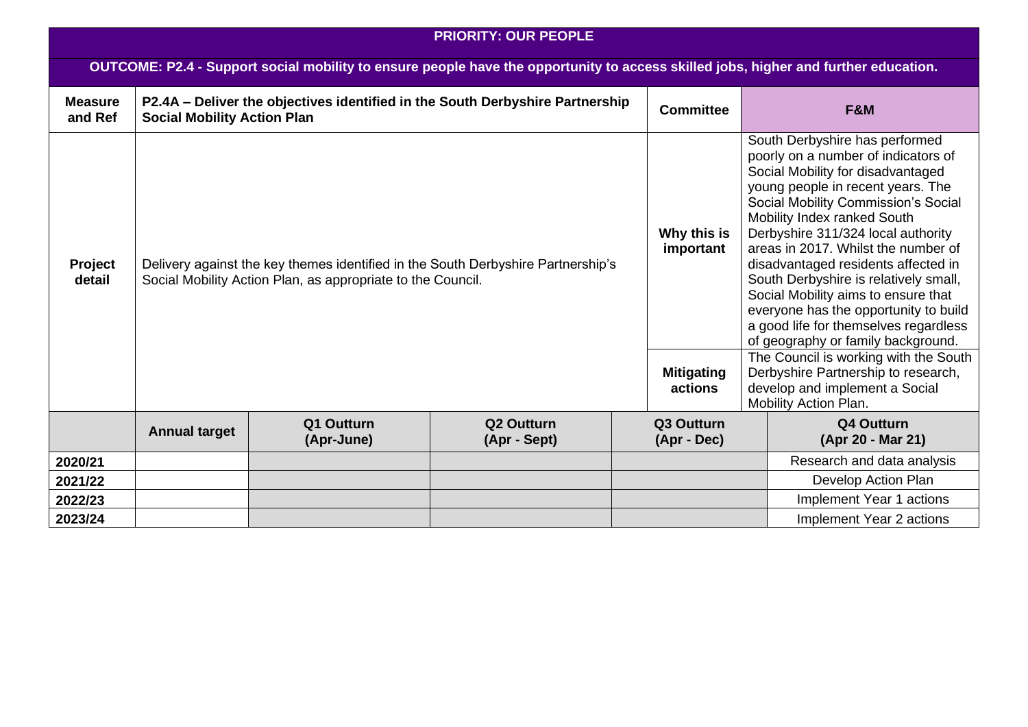| PRIORITY: OUR PEOPLE | | | | | |
|---|---|---|---|---|---|
| **OUTCOME: P2.4 - Support social mobility to ensure people have the opportunity to access skilled jobs, higher and further education.** | | | | | |
| **Measure and Ref** | **P2.4A – Deliver the objectives identified in the South Derbyshire Partnership Social Mobility Action Plan** | | | **Committee** | **F&M** |
| **Project detail** | Delivery against the key themes identified in the South Derbyshire Partnership's Social Mobility Action Plan, as appropriate to the Council. | | | **Why this is important** | South Derbyshire has performed poorly on a number of indicators of Social Mobility for disadvantaged young people in recent years. The Social Mobility Commission's Social Mobility Index ranked South Derbyshire 311/324 local authority areas in 2017. Whilst the number of disadvantaged residents affected in South Derbyshire is relatively small, Social Mobility aims to ensure that everyone has the opportunity to build a good life for themselves regardless of geography or family background. |
| | | | | **Mitigating actions** | The Council is working with the South Derbyshire Partnership to research, develop and implement a Social Mobility Action Plan. |

| | Annual target | Q1 Outturn (Apr-June) | Q2 Outturn (Apr - Sept) | Q3 Outturn (Apr - Dec) | Q4 Outturn (Apr 20 - Mar 21) |
|---|---|---|---|---|---|
| **2020/21** | | | | | Research and data analysis |
| **2021/22** | | | | | Develop Action Plan |
| **2022/23** | | | | | Implement Year 1 actions |
| **2023/24** | | | | | Implement Year 2 actions |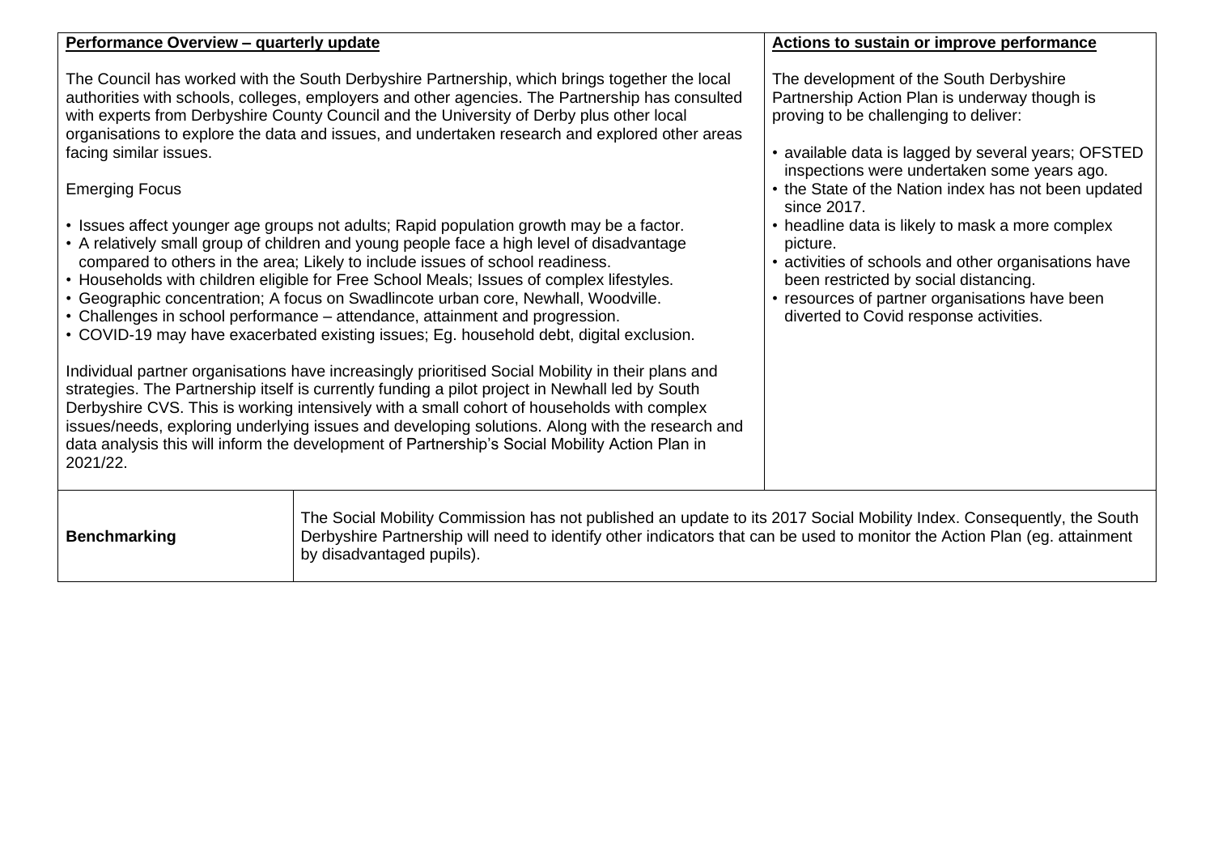| Performance Overview – quarterly update | Actions to sustain or improve performance |
|---|---|
| The Council has worked with the South Derbyshire Partnership, which brings together the local authorities with schools, colleges, employers and other agencies. The Partnership has consulted with experts from Derbyshire County Council and the University of Derby plus other local organisations to explore the data and issues, and undertaken research and explored other areas facing similar issues.<br><br>Emerging Focus<br><br>• Issues affect younger age groups not adults; Rapid population growth may be a factor.<br>• A relatively small group of children and young people face a high level of disadvantage compared to others in the area; Likely to include issues of school readiness.<br>• Households with children eligible for Free School Meals; Issues of complex lifestyles.<br>• Geographic concentration; A focus on Swadlincote urban core, Newhall, Woodville.<br>• Challenges in school performance – attendance, attainment and progression.<br>• COVID-19 may have exacerbated existing issues; Eg. household debt, digital exclusion.<br><br>Individual partner organisations have increasingly prioritised Social Mobility in their plans and strategies. The Partnership itself is currently funding a pilot project in Newhall led by South Derbyshire CVS. This is working intensively with a small cohort of households with complex issues/needs, exploring underlying issues and developing solutions. Along with the research and data analysis this will inform the development of Partnership's Social Mobility Action Plan in 2021/22. | The development of the South Derbyshire Partnership Action Plan is underway though is proving to be challenging to deliver:<br><br>• available data is lagged by several years; OFSTED inspections were undertaken some years ago.<br>• the State of the Nation index has not been updated since 2017.<br>• headline data is likely to mask a more complex picture.<br>• activities of schools and other organisations have been restricted by social distancing.<br>• resources of partner organisations have been diverted to Covid response activities. |

| | |
|---|---|
| **Benchmarking** | The Social Mobility Commission has not published an update to its 2017 Social Mobility Index. Consequently, the South Derbyshire Partnership will need to identify other indicators that can be used to monitor the Action Plan (eg. attainment by disadvantaged pupils). |